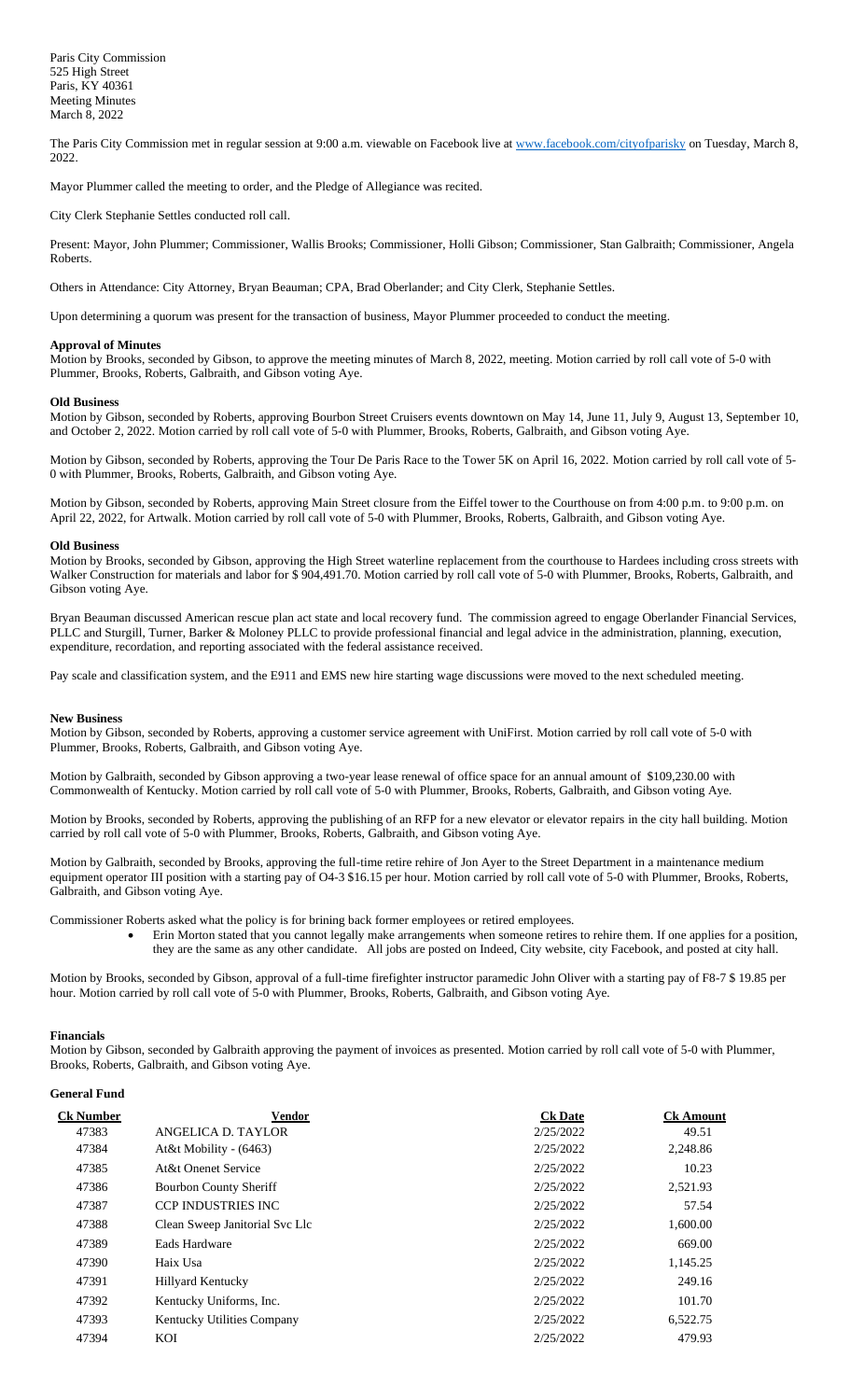Paris City Commission
525 High Street
Paris, KY 40361
Meeting Minutes
March 8, 2022

The Paris City Commission met in regular session at 9:00 a.m. viewable on Facebook live at www.facebook.com/cityofparisky on Tuesday, March 8, 2022.

Mayor Plummer called the meeting to order, and the Pledge of Allegiance was recited.

City Clerk Stephanie Settles conducted roll call.

Present: Mayor, John Plummer; Commissioner, Wallis Brooks; Commissioner, Holli Gibson; Commissioner, Stan Galbraith; Commissioner, Angela Roberts.

Others in Attendance: City Attorney, Bryan Beauman; CPA, Brad Oberlander; and City Clerk, Stephanie Settles.

Upon determining a quorum was present for the transaction of business, Mayor Plummer proceeded to conduct the meeting.

**Approval of Minutes**
Motion by Brooks, seconded by Gibson, to approve the meeting minutes of March 8, 2022, meeting. Motion carried by roll call vote of 5-0 with Plummer, Brooks, Roberts, Galbraith, and Gibson voting Aye.

**Old Business**
Motion by Gibson, seconded by Roberts, approving Bourbon Street Cruisers events downtown on May 14, June 11, July 9, August 13, September 10, and October 2, 2022. Motion carried by roll call vote of 5-0 with Plummer, Brooks, Roberts, Galbraith, and Gibson voting Aye.

Motion by Gibson, seconded by Roberts, approving the Tour De Paris Race to the Tower 5K on April 16, 2022. Motion carried by roll call vote of 5-0 with Plummer, Brooks, Roberts, Galbraith, and Gibson voting Aye.

Motion by Gibson, seconded by Roberts, approving Main Street closure from the Eiffel tower to the Courthouse on from 4:00 p.m. to 9:00 p.m. on April 22, 2022, for Artwalk. Motion carried by roll call vote of 5-0 with Plummer, Brooks, Roberts, Galbraith, and Gibson voting Aye.

**Old Business**
Motion by Brooks, seconded by Gibson, approving the High Street waterline replacement from the courthouse to Hardees including cross streets with Walker Construction for materials and labor for $ 904,491.70. Motion carried by roll call vote of 5-0 with Plummer, Brooks, Roberts, Galbraith, and Gibson voting Aye.

Bryan Beauman discussed American rescue plan act state and local recovery fund. The commission agreed to engage Oberlander Financial Services, PLLC and Sturgill, Turner, Barker & Moloney PLLC to provide professional financial and legal advice in the administration, planning, execution, expenditure, recordation, and reporting associated with the federal assistance received.

Pay scale and classification system, and the E911 and EMS new hire starting wage discussions were moved to the next scheduled meeting.

**New Business**
Motion by Gibson, seconded by Roberts, approving a customer service agreement with UniFirst. Motion carried by roll call vote of 5-0 with Plummer, Brooks, Roberts, Galbraith, and Gibson voting Aye.

Motion by Galbraith, seconded by Gibson approving a two-year lease renewal of office space for an annual amount of $109,230.00 with Commonwealth of Kentucky. Motion carried by roll call vote of 5-0 with Plummer, Brooks, Roberts, Galbraith, and Gibson voting Aye.

Motion by Brooks, seconded by Roberts, approving the publishing of an RFP for a new elevator or elevator repairs in the city hall building. Motion carried by roll call vote of 5-0 with Plummer, Brooks, Roberts, Galbraith, and Gibson voting Aye.

Motion by Galbraith, seconded by Brooks, approving the full-time retire rehire of Jon Ayer to the Street Department in a maintenance medium equipment operator III position with a starting pay of O4-3 $16.15 per hour. Motion carried by roll call vote of 5-0 with Plummer, Brooks, Roberts, Galbraith, and Gibson voting Aye.

Commissioner Roberts asked what the policy is for brining back former employees or retired employees.

- Erin Morton stated that you cannot legally make arrangements when someone retires to rehire them. If one applies for a position, they are the same as any other candidate. All jobs are posted on Indeed, City website, city Facebook, and posted at city hall.

Motion by Brooks, seconded by Gibson, approval of a full-time firefighter instructor paramedic John Oliver with a starting pay of F8-7 $ 19.85 per hour. Motion carried by roll call vote of 5-0 with Plummer, Brooks, Roberts, Galbraith, and Gibson voting Aye.

**Financials**
Motion by Gibson, seconded by Galbraith approving the payment of invoices as presented. Motion carried by roll call vote of 5-0 with Plummer, Brooks, Roberts, Galbraith, and Gibson voting Aye.

**General Fund**

| Ck Number | Vendor | Ck Date | Ck Amount |
|---|---|---|---|
| 47383 | ANGELICA D. TAYLOR | 2/25/2022 | 49.51 |
| 47384 | At&t Mobility - (6463) | 2/25/2022 | 2,248.86 |
| 47385 | At&t Onenet Service | 2/25/2022 | 10.23 |
| 47386 | Bourbon County Sheriff | 2/25/2022 | 2,521.93 |
| 47387 | CCP INDUSTRIES INC | 2/25/2022 | 57.54 |
| 47388 | Clean Sweep Janitorial Svc Llc | 2/25/2022 | 1,600.00 |
| 47389 | Eads Hardware | 2/25/2022 | 669.00 |
| 47390 | Haix Usa | 2/25/2022 | 1,145.25 |
| 47391 | Hillyard Kentucky | 2/25/2022 | 249.16 |
| 47392 | Kentucky Uniforms, Inc. | 2/25/2022 | 101.70 |
| 47393 | Kentucky Utilities Company | 2/25/2022 | 6,522.75 |
| 47394 | KOI | 2/25/2022 | 479.93 |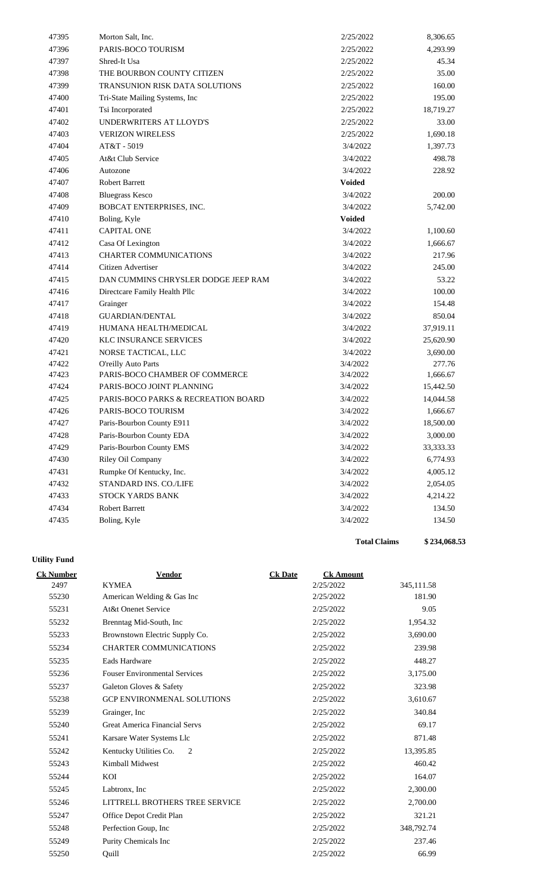| | | | |
|---|---|---|---|
| 47395 | Morton Salt, Inc. | 2/25/2022 | 8,306.65 |
| 47396 | PARIS-BOCO TOURISM | 2/25/2022 | 4,293.99 |
| 47397 | Shred-It Usa | 2/25/2022 | 45.34 |
| 47398 | THE BOURBON COUNTY CITIZEN | 2/25/2022 | 35.00 |
| 47399 | TRANSUNION RISK DATA SOLUTIONS | 2/25/2022 | 160.00 |
| 47400 | Tri-State Mailing Systems, Inc | 2/25/2022 | 195.00 |
| 47401 | Tsi Incorporated | 2/25/2022 | 18,719.27 |
| 47402 | UNDERWRITERS AT LLOYD'S | 2/25/2022 | 33.00 |
| 47403 | VERIZON WIRELESS | 2/25/2022 | 1,690.18 |
| 47404 | AT&T - 5019 | 3/4/2022 | 1,397.73 |
| 47405 | At&t Club Service | 3/4/2022 | 498.78 |
| 47406 | Autozone | 3/4/2022 | 228.92 |
| 47407 | Robert Barrett | **Voided** | |
| 47408 | Bluegrass Kesco | 3/4/2022 | 200.00 |
| 47409 | BOBCAT ENTERPRISES, INC. | 3/4/2022 | 5,742.00 |
| 47410 | Boling, Kyle | **Voided** | |
| 47411 | CAPITAL ONE | 3/4/2022 | 1,100.60 |
| 47412 | Casa Of Lexington | 3/4/2022 | 1,666.67 |
| 47413 | CHARTER COMMUNICATIONS | 3/4/2022 | 217.96 |
| 47414 | Citizen Advertiser | 3/4/2022 | 245.00 |
| 47415 | DAN CUMMINS CHRYSLER DODGE JEEP RAM | 3/4/2022 | 53.22 |
| 47416 | Directcare Family Health Pllc | 3/4/2022 | 100.00 |
| 47417 | Grainger | 3/4/2022 | 154.48 |
| 47418 | GUARDIAN/DENTAL | 3/4/2022 | 850.04 |
| 47419 | HUMANA HEALTH/MEDICAL | 3/4/2022 | 37,919.11 |
| 47420 | KLC INSURANCE SERVICES | 3/4/2022 | 25,620.90 |
| 47421 | NORSE TACTICAL, LLC | 3/4/2022 | 3,690.00 |
| 47422 | O'reilly Auto Parts | 3/4/2022 | 277.76 |
| 47423 | PARIS-BOCO CHAMBER OF COMMERCE | 3/4/2022 | 1,666.67 |
| 47424 | PARIS-BOCO JOINT PLANNING | 3/4/2022 | 15,442.50 |
| 47425 | PARIS-BOCO PARKS & RECREATION BOARD | 3/4/2022 | 14,044.58 |
| 47426 | PARIS-BOCO TOURISM | 3/4/2022 | 1,666.67 |
| 47427 | Paris-Bourbon County E911 | 3/4/2022 | 18,500.00 |
| 47428 | Paris-Bourbon County EDA | 3/4/2022 | 3,000.00 |
| 47429 | Paris-Bourbon County EMS | 3/4/2022 | 33,333.33 |
| 47430 | Riley Oil Company | 3/4/2022 | 6,774.93 |
| 47431 | Rumpke Of Kentucky, Inc. | 3/4/2022 | 4,005.12 |
| 47432 | STANDARD INS. CO./LIFE | 3/4/2022 | 2,054.05 |
| 47433 | STOCK YARDS BANK | 3/4/2022 | 4,214.22 |
| 47434 | Robert Barrett | 3/4/2022 | 134.50 |
| 47435 | Boling, Kyle | 3/4/2022 | 134.50 |
| | | **Total Claims** | **$ 234,068.53** |

**Utility Fund**

| Ck Number | Vendor | Ck Date | Ck Amount |
|---|---|---|---|
| 2497 | KYMEA | 2/25/2022 | 345,111.58 |
| 55230 | American Welding & Gas Inc | 2/25/2022 | 181.90 |
| 55231 | At&t Onenet Service | 2/25/2022 | 9.05 |
| 55232 | Brenntag Mid-South, Inc | 2/25/2022 | 1,954.32 |
| 55233 | Brownstown Electric Supply Co. | 2/25/2022 | 3,690.00 |
| 55234 | CHARTER COMMUNICATIONS | 2/25/2022 | 239.98 |
| 55235 | Eads Hardware | 2/25/2022 | 448.27 |
| 55236 | Fouser Environmental Services | 2/25/2022 | 3,175.00 |
| 55237 | Galeton Gloves & Safety | 2/25/2022 | 323.98 |
| 55238 | GCP ENVIRONMENAL SOLUTIONS | 2/25/2022 | 3,610.67 |
| 55239 | Grainger, Inc | 2/25/2022 | 340.84 |
| 55240 | Great America Financial Servs | 2/25/2022 | 69.17 |
| 55241 | Karsare Water Systems Llc | 2/25/2022 | 871.48 |
| 55242 | Kentucky Utilities Co. 2 | 2/25/2022 | 13,395.85 |
| 55243 | Kimball Midwest | 2/25/2022 | 460.42 |
| 55244 | KOI | 2/25/2022 | 164.07 |
| 55245 | Labtronx, Inc | 2/25/2022 | 2,300.00 |
| 55246 | LITTRELL BROTHERS TREE SERVICE | 2/25/2022 | 2,700.00 |
| 55247 | Office Depot Credit Plan | 2/25/2022 | 321.21 |
| 55248 | Perfection Goup, Inc | 2/25/2022 | 348,792.74 |
| 55249 | Purity Chemicals Inc | 2/25/2022 | 237.46 |
| 55250 | Quill | 2/25/2022 | 66.99 |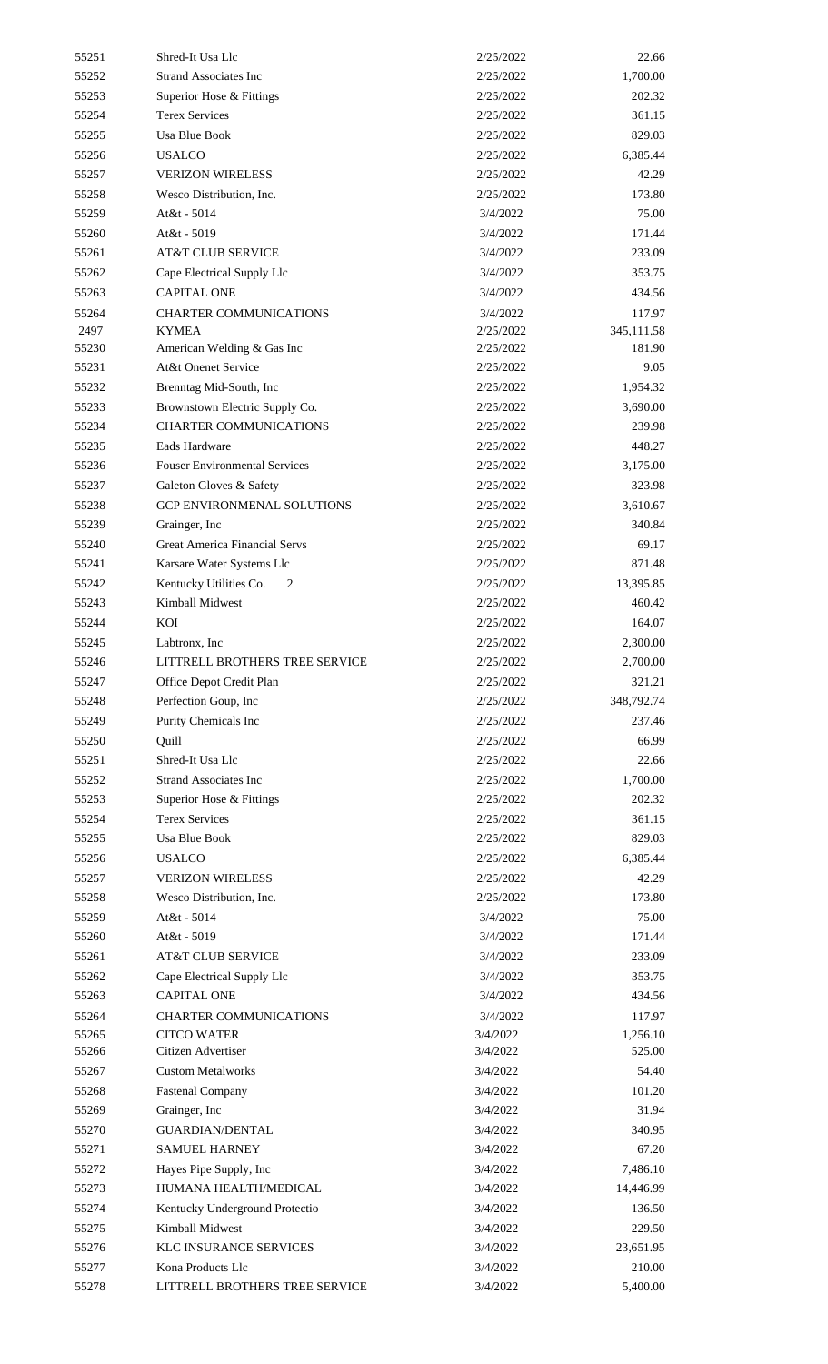| | | | |
|---|---|---|---|
| 55251 | Shred-It Usa Llc | 2/25/2022 | 22.66 |
| 55252 | Strand Associates Inc | 2/25/2022 | 1,700.00 |
| 55253 | Superior Hose & Fittings | 2/25/2022 | 202.32 |
| 55254 | Terex Services | 2/25/2022 | 361.15 |
| 55255 | Usa Blue Book | 2/25/2022 | 829.03 |
| 55256 | USALCO | 2/25/2022 | 6,385.44 |
| 55257 | VERIZON WIRELESS | 2/25/2022 | 42.29 |
| 55258 | Wesco Distribution, Inc. | 2/25/2022 | 173.80 |
| 55259 | At&t - 5014 | 3/4/2022 | 75.00 |
| 55260 | At&t - 5019 | 3/4/2022 | 171.44 |
| 55261 | AT&T CLUB SERVICE | 3/4/2022 | 233.09 |
| 55262 | Cape Electrical Supply Llc | 3/4/2022 | 353.75 |
| 55263 | CAPITAL ONE | 3/4/2022 | 434.56 |
| 55264 | CHARTER COMMUNICATIONS | 3/4/2022 | 117.97 |
| 2497 | KYMEA | 2/25/2022 | 345,111.58 |
| 55230 | American Welding & Gas Inc | 2/25/2022 | 181.90 |
| 55231 | At&t Onenet Service | 2/25/2022 | 9.05 |
| 55232 | Brenntag Mid-South, Inc | 2/25/2022 | 1,954.32 |
| 55233 | Brownstown Electric Supply Co. | 2/25/2022 | 3,690.00 |
| 55234 | CHARTER COMMUNICATIONS | 2/25/2022 | 239.98 |
| 55235 | Eads Hardware | 2/25/2022 | 448.27 |
| 55236 | Fouser Environmental Services | 2/25/2022 | 3,175.00 |
| 55237 | Galeton Gloves & Safety | 2/25/2022 | 323.98 |
| 55238 | GCP ENVIRONMENAL SOLUTIONS | 2/25/2022 | 3,610.67 |
| 55239 | Grainger, Inc | 2/25/2022 | 340.84 |
| 55240 | Great America Financial Servs | 2/25/2022 | 69.17 |
| 55241 | Karsare Water Systems Llc | 2/25/2022 | 871.48 |
| 55242 | Kentucky Utilities Co. 2 | 2/25/2022 | 13,395.85 |
| 55243 | Kimball Midwest | 2/25/2022 | 460.42 |
| 55244 | KOI | 2/25/2022 | 164.07 |
| 55245 | Labtronx, Inc | 2/25/2022 | 2,300.00 |
| 55246 | LITTRELL BROTHERS TREE SERVICE | 2/25/2022 | 2,700.00 |
| 55247 | Office Depot Credit Plan | 2/25/2022 | 321.21 |
| 55248 | Perfection Goup, Inc | 2/25/2022 | 348,792.74 |
| 55249 | Purity Chemicals Inc | 2/25/2022 | 237.46 |
| 55250 | Quill | 2/25/2022 | 66.99 |
| 55251 | Shred-It Usa Llc | 2/25/2022 | 22.66 |
| 55252 | Strand Associates Inc | 2/25/2022 | 1,700.00 |
| 55253 | Superior Hose & Fittings | 2/25/2022 | 202.32 |
| 55254 | Terex Services | 2/25/2022 | 361.15 |
| 55255 | Usa Blue Book | 2/25/2022 | 829.03 |
| 55256 | USALCO | 2/25/2022 | 6,385.44 |
| 55257 | VERIZON WIRELESS | 2/25/2022 | 42.29 |
| 55258 | Wesco Distribution, Inc. | 2/25/2022 | 173.80 |
| 55259 | At&t - 5014 | 3/4/2022 | 75.00 |
| 55260 | At&t - 5019 | 3/4/2022 | 171.44 |
| 55261 | AT&T CLUB SERVICE | 3/4/2022 | 233.09 |
| 55262 | Cape Electrical Supply Llc | 3/4/2022 | 353.75 |
| 55263 | CAPITAL ONE | 3/4/2022 | 434.56 |
| 55264 | CHARTER COMMUNICATIONS | 3/4/2022 | 117.97 |
| 55265 | CITCO WATER | 3/4/2022 | 1,256.10 |
| 55266 | Citizen Advertiser | 3/4/2022 | 525.00 |
| 55267 | Custom Metalworks | 3/4/2022 | 54.40 |
| 55268 | Fastenal Company | 3/4/2022 | 101.20 |
| 55269 | Grainger, Inc | 3/4/2022 | 31.94 |
| 55270 | GUARDIAN/DENTAL | 3/4/2022 | 340.95 |
| 55271 | SAMUEL HARNEY | 3/4/2022 | 67.20 |
| 55272 | Hayes Pipe Supply, Inc | 3/4/2022 | 7,486.10 |
| 55273 | HUMANA HEALTH/MEDICAL | 3/4/2022 | 14,446.99 |
| 55274 | Kentucky Underground Protectio | 3/4/2022 | 136.50 |
| 55275 | Kimball Midwest | 3/4/2022 | 229.50 |
| 55276 | KLC INSURANCE SERVICES | 3/4/2022 | 23,651.95 |
| 55277 | Kona Products Llc | 3/4/2022 | 210.00 |
| 55278 | LITTRELL BROTHERS TREE SERVICE | 3/4/2022 | 5,400.00 |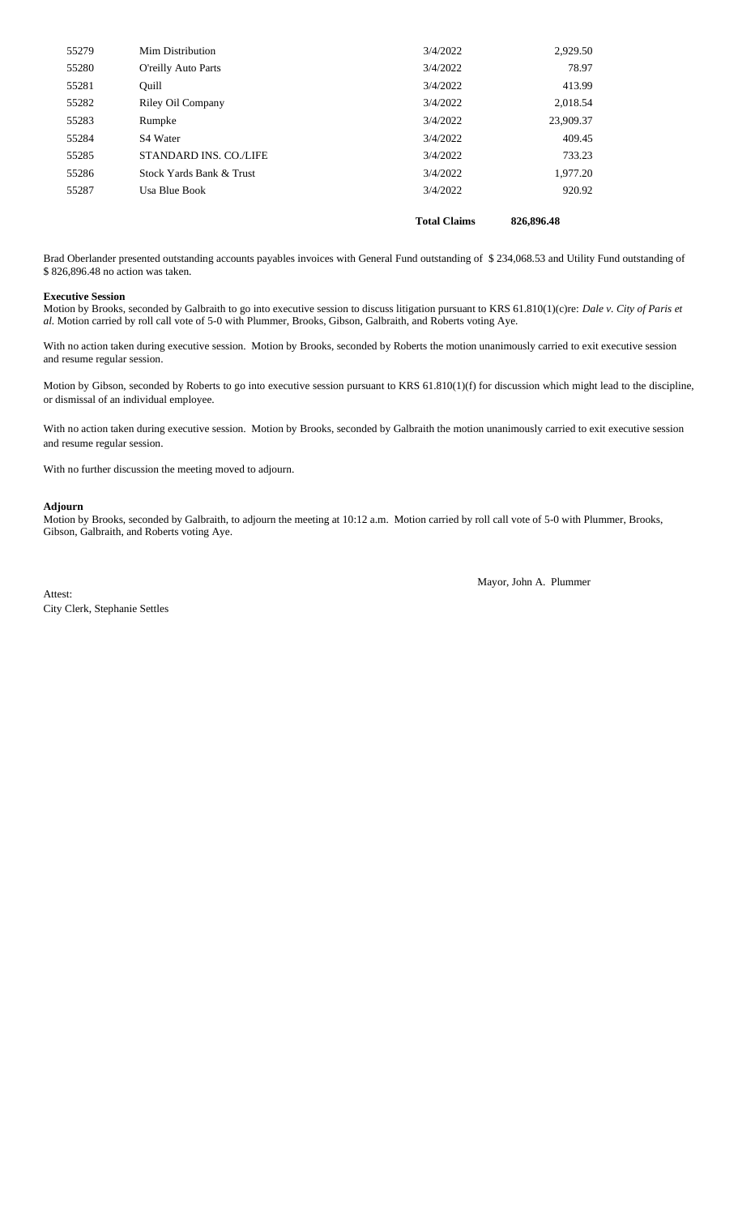| | | | |
|---|---|---|---|
| 55279 | Mim Distribution | 3/4/2022 | 2,929.50 |
| 55280 | O'reilly Auto Parts | 3/4/2022 | 78.97 |
| 55281 | Quill | 3/4/2022 | 413.99 |
| 55282 | Riley Oil Company | 3/4/2022 | 2,018.54 |
| 55283 | Rumpke | 3/4/2022 | 23,909.37 |
| 55284 | S4 Water | 3/4/2022 | 409.45 |
| 55285 | STANDARD INS. CO./LIFE | 3/4/2022 | 733.23 |
| 55286 | Stock Yards Bank & Trust | 3/4/2022 | 1,977.20 |
| 55287 | Usa Blue Book | 3/4/2022 | 920.92 |
| | | **Total Claims** | **826,896.48** |

Brad Oberlander presented outstanding accounts payables invoices with General Fund outstanding of $ 234,068.53 and Utility Fund outstanding of $ 826,896.48 no action was taken.

**Executive Session**
Motion by Brooks, seconded by Galbraith to go into executive session to discuss litigation pursuant to KRS 61.810(1)(c)re: *Dale v. City of Paris et al.* Motion carried by roll call vote of 5-0 with Plummer, Brooks, Gibson, Galbraith, and Roberts voting Aye.

With no action taken during executive session. Motion by Brooks, seconded by Roberts the motion unanimously carried to exit executive session and resume regular session.

Motion by Gibson, seconded by Roberts to go into executive session pursuant to KRS 61.810(1)(f) for discussion which might lead to the discipline, or dismissal of an individual employee.

With no action taken during executive session. Motion by Brooks, seconded by Galbraith the motion unanimously carried to exit executive session and resume regular session.

With no further discussion the meeting moved to adjourn.

**Adjourn**
Motion by Brooks, seconded by Galbraith, to adjourn the meeting at 10:12 a.m. Motion carried by roll call vote of 5-0 with Plummer, Brooks, Gibson, Galbraith, and Roberts voting Aye.

Mayor, John A. Plummer

Attest:
City Clerk, Stephanie Settles